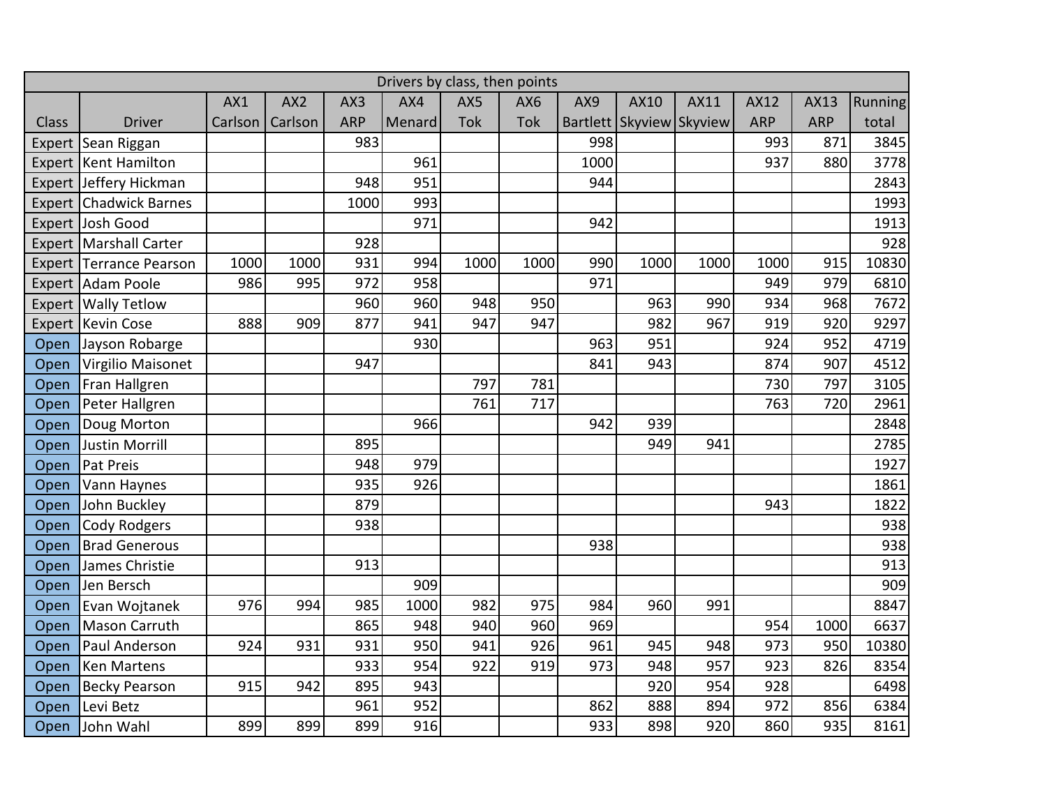| Drivers by class, then points | | | | | | | | | | | | | |
|---|---|---|---|---|---|---|---|---|---|---|---|---|---|
| Class | Driver | AX1 Carlson | AX2 Carlson | AX3 ARP | AX4 Menard | AX5 Tok | AX6 Tok | AX9 Bartlett | AX10 Skyview | AX11 Skyview | AX12 ARP | AX13 ARP | Running total |
| Expert | Sean Riggan | | | 983 | | | | 998 | | | 993 | 871 | 3845 |
| Expert | Kent Hamilton | | | | 961 | | | 1000 | | | 937 | 880 | 3778 |
| Expert | Jeffery Hickman | | | 948 | 951 | | | 944 | | | | | 2843 |
| Expert | Chadwick Barnes | | | 1000 | 993 | | | | | | | | 1993 |
| Expert | Josh Good | | | | 971 | | | 942 | | | | | 1913 |
| Expert | Marshall Carter | | | 928 | | | | | | | | | 928 |
| Expert | Terrance Pearson | 1000 | 1000 | 931 | 994 | 1000 | 1000 | 990 | 1000 | 1000 | 1000 | 915 | 10830 |
| Expert | Adam Poole | 986 | 995 | 972 | 958 | | | 971 | | | 949 | 979 | 6810 |
| Expert | Wally Tetlow | | | 960 | 960 | 948 | 950 | | 963 | 990 | 934 | 968 | 7672 |
| Expert | Kevin Cose | 888 | 909 | 877 | 941 | 947 | 947 | | 982 | 967 | 919 | 920 | 9297 |
| Open | Jayson Robarge | | | | 930 | | | 963 | 951 | | 924 | 952 | 4719 |
| Open | Virgilio Maisonet | | | 947 | | | | 841 | 943 | | 874 | 907 | 4512 |
| Open | Fran Hallgren | | | | | 797 | 781 | | | | 730 | 797 | 3105 |
| Open | Peter Hallgren | | | | | 761 | 717 | | | | 763 | 720 | 2961 |
| Open | Doug Morton | | | | 966 | | | 942 | 939 | | | | 2848 |
| Open | Justin Morrill | | | 895 | | | | | 949 | 941 | | | 2785 |
| Open | Pat Preis | | | 948 | 979 | | | | | | | | 1927 |
| Open | Vann Haynes | | | 935 | 926 | | | | | | | | 1861 |
| Open | John Buckley | | | 879 | | | | | | | 943 | | 1822 |
| Open | Cody Rodgers | | | 938 | | | | | | | | | 938 |
| Open | Brad Generous | | | | | | | 938 | | | | | 938 |
| Open | James Christie | | | 913 | | | | | | | | | 913 |
| Open | Jen Bersch | | | | 909 | | | | | | | | 909 |
| Open | Evan Wojtanek | 976 | 994 | 985 | 1000 | 982 | 975 | 984 | 960 | 991 | | | 8847 |
| Open | Mason Carruth | | | 865 | 948 | 940 | 960 | 969 | | | 954 | 1000 | 6637 |
| Open | Paul Anderson | 924 | 931 | 931 | 950 | 941 | 926 | 961 | 945 | 948 | 973 | 950 | 10380 |
| Open | Ken Martens | | | 933 | 954 | 922 | 919 | 973 | 948 | 957 | 923 | 826 | 8354 |
| Open | Becky Pearson | 915 | 942 | 895 | 943 | | | | 920 | 954 | 928 | | 6498 |
| Open | Levi Betz | | | 961 | 952 | | | 862 | 888 | 894 | 972 | 856 | 6384 |
| Open | John Wahl | 899 | 899 | 899 | 916 | | | 933 | 898 | 920 | 860 | 935 | 8161 |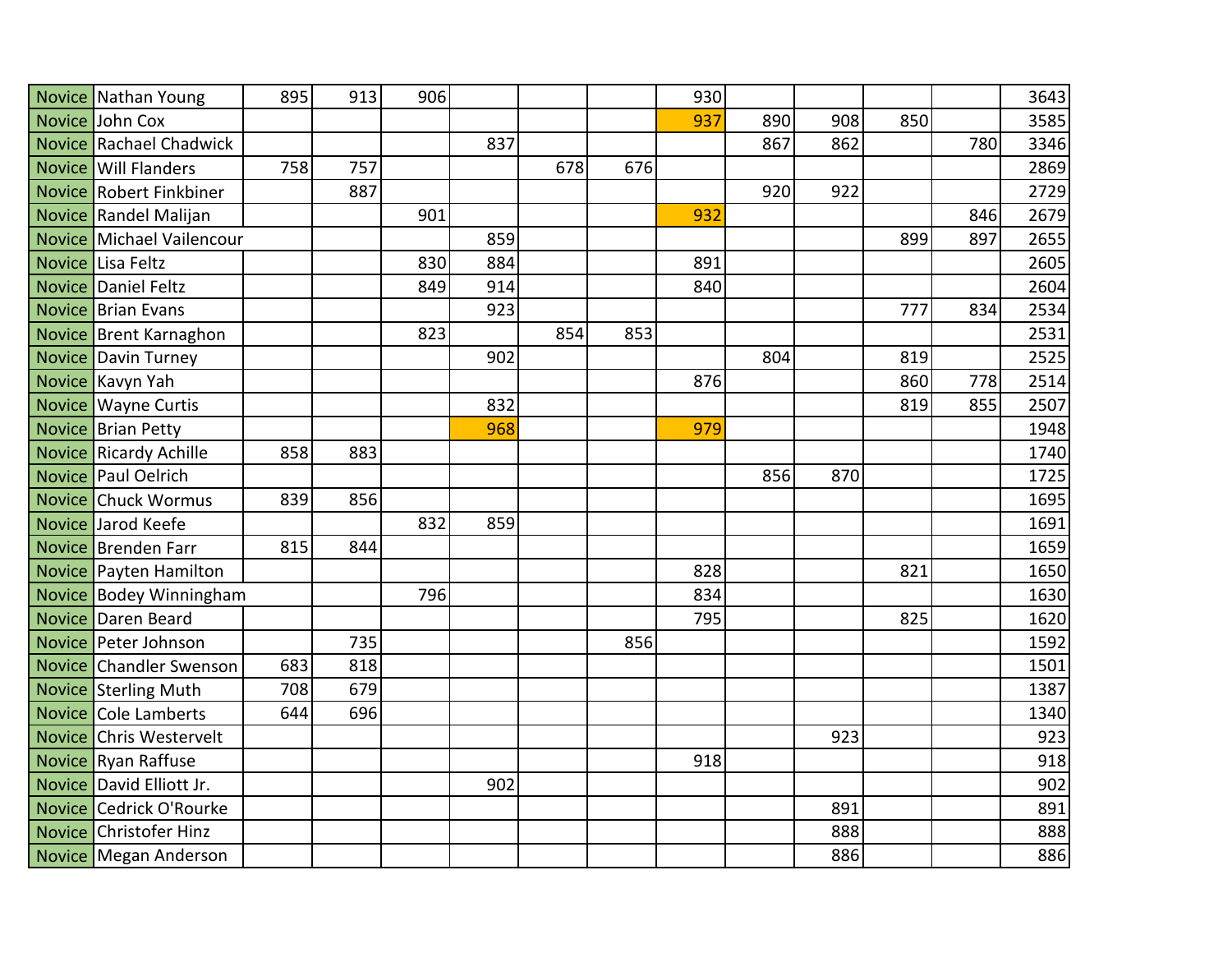| | | | | | | | | | | | | | |
|---|---|---|---|---|---|---|---|---|---|---|---|---|---|
| Novice | Nathan Young | 895 | 913 | 906 | | | | 930 | | | | | 3643 |
| Novice | John Cox | | | | | | | 937 | 890 | 908 | 850 | | 3585 |
| Novice | Rachael Chadwick | | | | 837 | | | | 867 | 862 | | 780 | 3346 |
| Novice | Will Flanders | 758 | 757 | | | 678 | 676 | | | | | | 2869 |
| Novice | Robert Finkbiner | | 887 | | | | | | 920 | 922 | | | 2729 |
| Novice | Randel Malijan | | | 901 | | | | 932 | | | | 846 | 2679 |
| Novice | Michael Vailencour | | | | 859 | | | | | | 899 | 897 | 2655 |
| Novice | Lisa Feltz | | | 830 | 884 | | | 891 | | | | | 2605 |
| Novice | Daniel Feltz | | | 849 | 914 | | | 840 | | | | | 2604 |
| Novice | Brian Evans | | | | 923 | | | | | | 777 | 834 | 2534 |
| Novice | Brent Karnaghon | | | 823 | | 854 | 853 | | | | | | 2531 |
| Novice | Davin Turney | | | | 902 | | | | 804 | | 819 | | 2525 |
| Novice | Kavyn Yah | | | | | | | 876 | | | 860 | 778 | 2514 |
| Novice | Wayne Curtis | | | | 832 | | | | | | 819 | 855 | 2507 |
| Novice | Brian Petty | | | | 968 | | | 979 | | | | | 1948 |
| Novice | Ricardy Achille | 858 | 883 | | | | | | | | | | 1740 |
| Novice | Paul Oelrich | | | | | | | | 856 | 870 | | | 1725 |
| Novice | Chuck Wormus | 839 | 856 | | | | | | | | | | 1695 |
| Novice | Jarod Keefe | | | 832 | 859 | | | | | | | | 1691 |
| Novice | Brenden Farr | 815 | 844 | | | | | | | | | | 1659 |
| Novice | Payten Hamilton | | | | | | | 828 | | | 821 | | 1650 |
| Novice | Bodey Winningham | | | 796 | | | | 834 | | | | | 1630 |
| Novice | Daren Beard | | | | | | | 795 | | | 825 | | 1620 |
| Novice | Peter Johnson | | 735 | | | | 856 | | | | | | 1592 |
| Novice | Chandler Swenson | 683 | 818 | | | | | | | | | | 1501 |
| Novice | Sterling Muth | 708 | 679 | | | | | | | | | | 1387 |
| Novice | Cole Lamberts | 644 | 696 | | | | | | | | | | 1340 |
| Novice | Chris Westervelt | | | | | | | | | 923 | | | 923 |
| Novice | Ryan Raffuse | | | | | | | 918 | | | | | 918 |
| Novice | David Elliott Jr. | | | | 902 | | | | | | | | 902 |
| Novice | Cedrick O'Rourke | | | | | | | | | 891 | | | 891 |
| Novice | Christofer Hinz | | | | | | | | | 888 | | | 888 |
| Novice | Megan Anderson | | | | | | | | | 886 | | | 886 |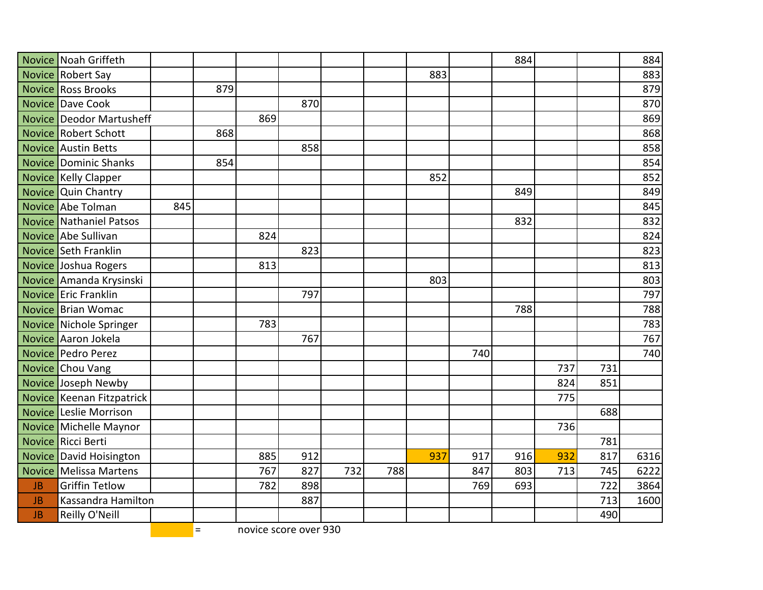| | | | | | | | | | | | | | |
|---|---|---|---|---|---|---|---|---|---|---|---|---|---|
| Novice | Noah Griffeth | | | | | | | | | 884 | | | 884 |
| Novice | Robert Say | | | | | | | 883 | | | | | 883 |
| Novice | Ross Brooks | | 879 | | | | | | | | | | 879 |
| Novice | Dave Cook | | | | 870 | | | | | | | | 870 |
| Novice | Deodor Martusheff | | | 869 | | | | | | | | | 869 |
| Novice | Robert Schott | | 868 | | | | | | | | | | 868 |
| Novice | Austin Betts | | | | 858 | | | | | | | | 858 |
| Novice | Dominic Shanks | | 854 | | | | | | | | | | 854 |
| Novice | Kelly Clapper | | | | | | | 852 | | | | | 852 |
| Novice | Quin Chantry | | | | | | | | | 849 | | | 849 |
| Novice | Abe Tolman | 845 | | | | | | | | | | | 845 |
| Novice | Nathaniel Patsos | | | | | | | | | 832 | | | 832 |
| Novice | Abe Sullivan | | | 824 | | | | | | | | | 824 |
| Novice | Seth Franklin | | | | 823 | | | | | | | | 823 |
| Novice | Joshua Rogers | | | 813 | | | | | | | | | 813 |
| Novice | Amanda Krysinski | | | | | | | 803 | | | | | 803 |
| Novice | Eric Franklin | | | | 797 | | | | | | | | 797 |
| Novice | Brian Womac | | | | | | | | | 788 | | | 788 |
| Novice | Nichole Springer | | | 783 | | | | | | | | | 783 |
| Novice | Aaron Jokela | | | | 767 | | | | | | | | 767 |
| Novice | Pedro Perez | | | | | | | | 740 | | | | 740 |
| Novice | Chou Vang | | | | | | | | | | 737 | 731 | |
| Novice | Joseph Newby | | | | | | | | | | 824 | 851 | |
| Novice | Keenan Fitzpatrick | | | | | | | | | | 775 | | |
| Novice | Leslie Morrison | | | | | | | | | | | 688 | |
| Novice | Michelle Maynor | | | | | | | | | | 736 | | |
| Novice | Ricci Berti | | | | | | | | | | | 781 | |
| Novice | David Hoisington | | | 885 | 912 | | | 937 | 917 | 916 | 932 | 817 | 6316 |
| Novice | Melissa Martens | | | 767 | 827 | 732 | 788 | | 847 | 803 | 713 | 745 | 6222 |
| JB | Griffin Tetlow | | | 782 | 898 | | | | 769 | 693 | | 722 | 3864 |
| JB | Kassandra Hamilton | | | | 887 | | | | | | | 713 | 1600 |
| JB | Reilly O'Neill | | | | | | | | | | | 490 | |

= novice score over 930